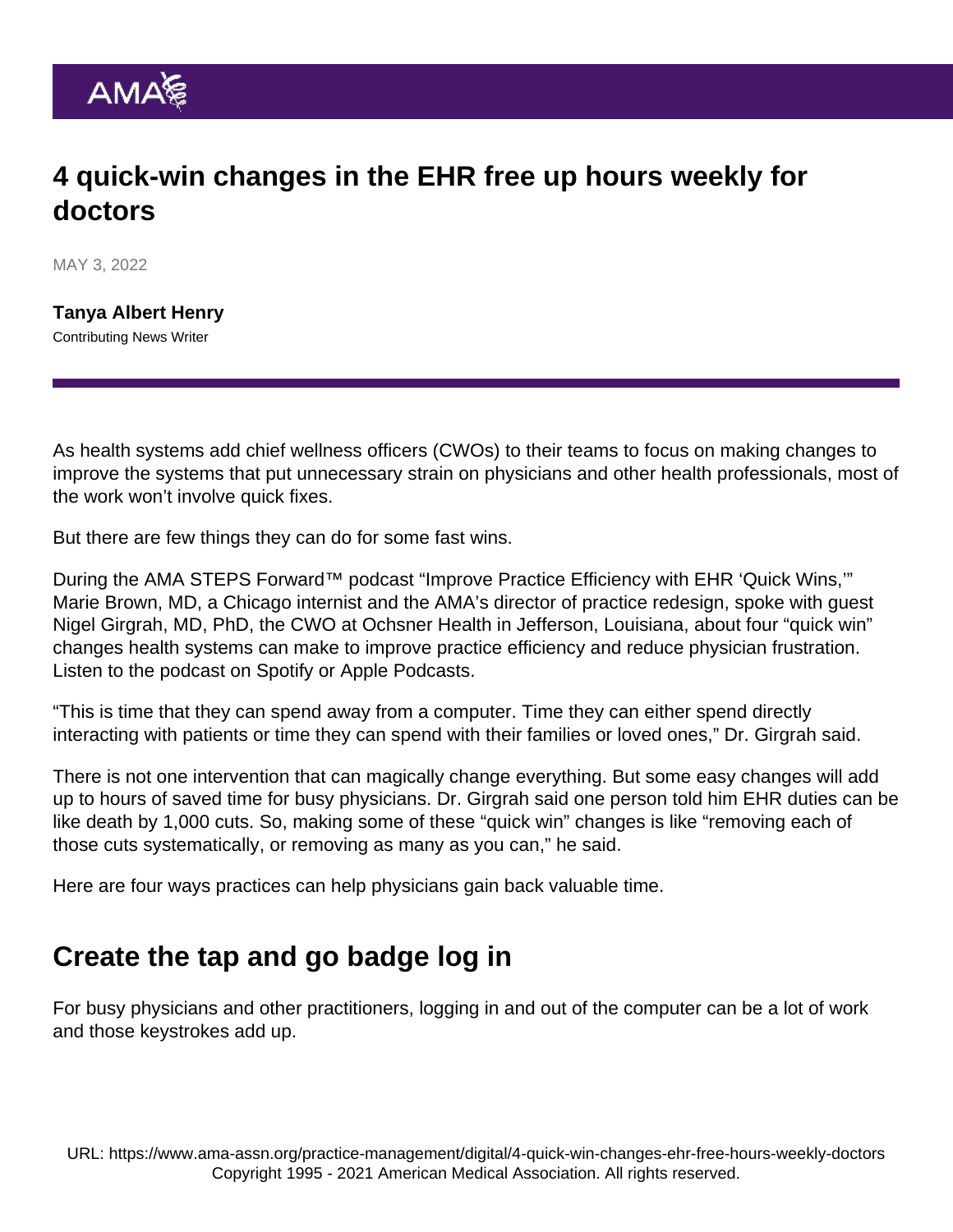# 4 quick-win changes in the EHR free up hours weekly for doctors

MAY 3, 2022

**Tanya Albert Henry**
Contributing News Writer

As health systems add chief wellness officers (CWOs) to their teams to focus on making changes to improve the systems that put unnecessary strain on physicians and other health professionals, most of the work won't involve quick fixes.

But there are few things they can do for some fast wins.

During the AMA STEPS Forward™ podcast "Improve Practice Efficiency with EHR 'Quick Wins,'" Marie Brown, MD, a Chicago internist and the AMA's director of practice redesign, spoke with guest Nigel Girgrah, MD, PhD, the CWO at Ochsner Health in Jefferson, Louisiana, about four "quick win" changes health systems can make to improve practice efficiency and reduce physician frustration. Listen to the podcast on Spotify or Apple Podcasts.

"This is time that they can spend away from a computer. Time they can either spend directly interacting with patients or time they can spend with their families or loved ones," Dr. Girgrah said.

There is not one intervention that can magically change everything. But some easy changes will add up to hours of saved time for busy physicians. Dr. Girgrah said one person told him EHR duties can be like death by 1,000 cuts. So, making some of these "quick win" changes is like "removing each of those cuts systematically, or removing as many as you can," he said.

Here are four ways practices can help physicians gain back valuable time.

## Create the tap and go badge log in

For busy physicians and other practitioners, logging in and out of the computer can be a lot of work and those keystrokes add up.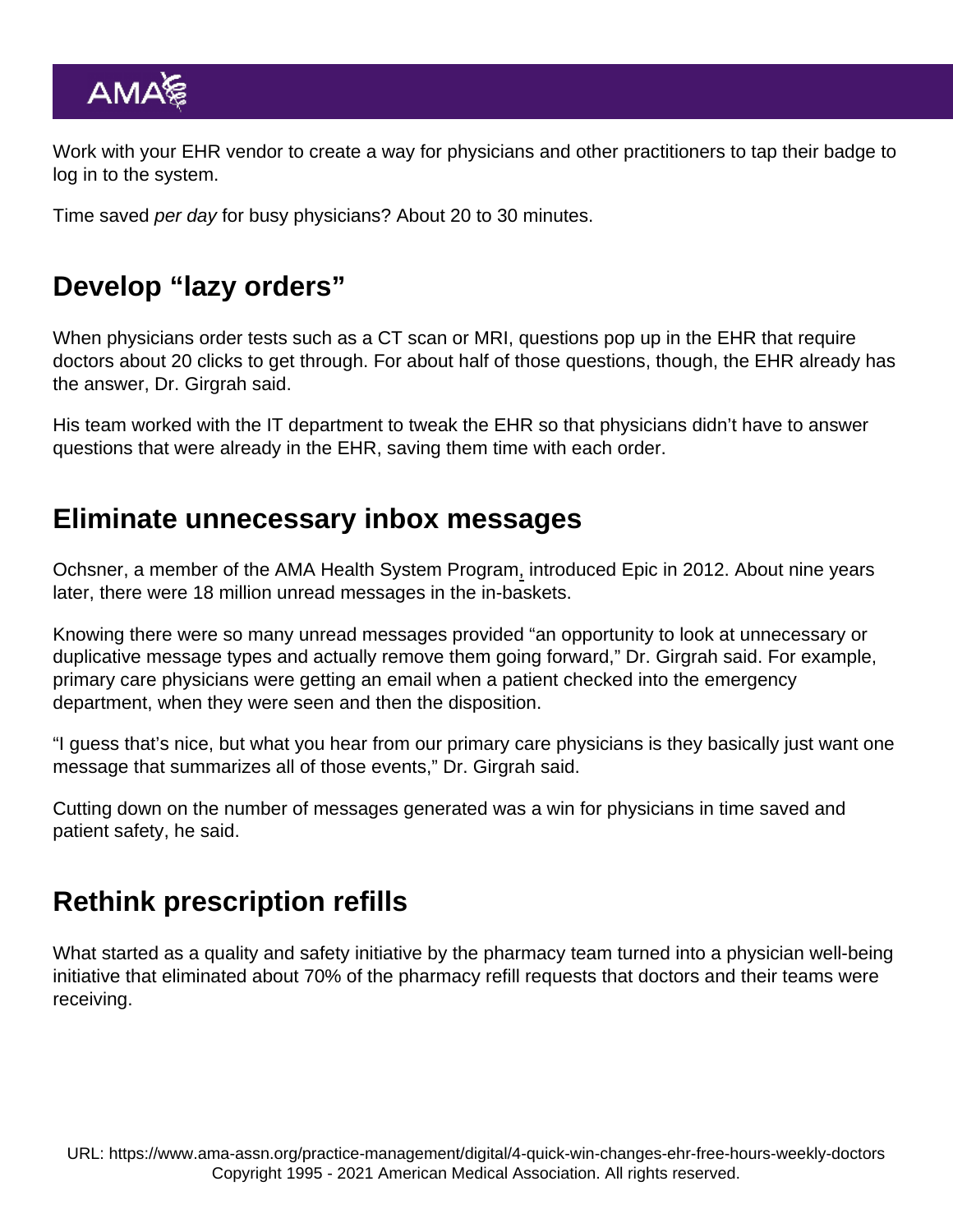Work with your EHR vendor to create a way for physicians and other practitioners to tap their badge to log in to the system.

Time saved *per day* for busy physicians? About 20 to 30 minutes.

## Develop “lazy orders”

When physicians order tests such as a CT scan or MRI, questions pop up in the EHR that require doctors about 20 clicks to get through. For about half of those questions, though, the EHR already has the answer, Dr. Girgrah said.

His team worked with the IT department to tweak the EHR so that physicians didn’t have to answer questions that were already in the EHR, saving them time with each order.

## Eliminate unnecessary inbox messages

Ochsner, a member of the AMA Health System Program, introduced Epic in 2012. About nine years later, there were 18 million unread messages in the in-baskets.

Knowing there were so many unread messages provided “an opportunity to look at unnecessary or duplicative message types and actually remove them going forward,” Dr. Girgrah said. For example, primary care physicians were getting an email when a patient checked into the emergency department, when they were seen and then the disposition.

“I guess that’s nice, but what you hear from our primary care physicians is they basically just want one message that summarizes all of those events,” Dr. Girgrah said.

Cutting down on the number of messages generated was a win for physicians in time saved and patient safety, he said.

## Rethink prescription refills

What started as a quality and safety initiative by the pharmacy team turned into a physician well-being initiative that eliminated about 70% of the pharmacy refill requests that doctors and their teams were receiving.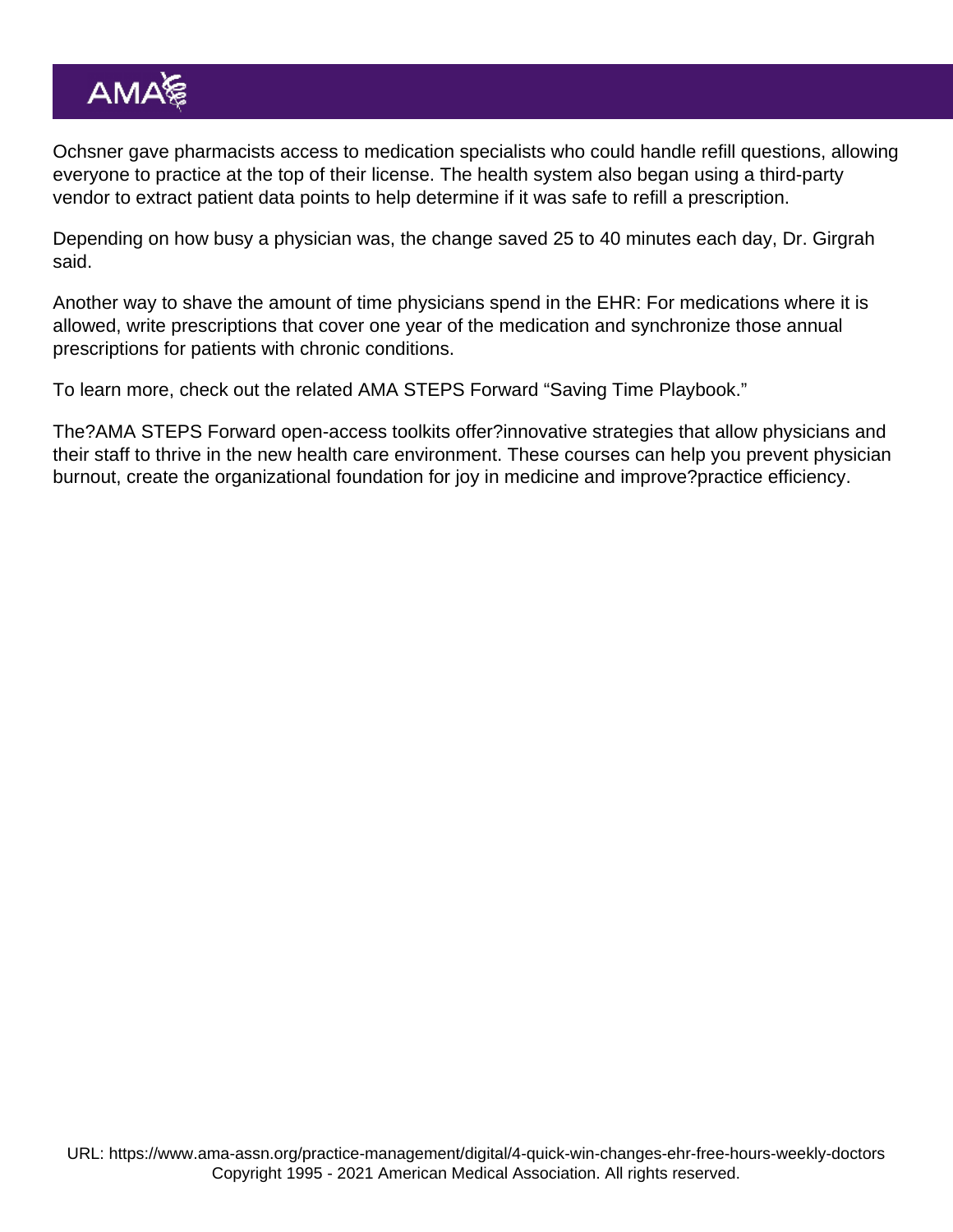Ochsner gave pharmacists access to medication specialists who could handle refill questions, allowing everyone to practice at the top of their license. The health system also began using a third-party vendor to extract patient data points to help determine if it was safe to refill a prescription.

Depending on how busy a physician was, the change saved 25 to 40 minutes each day, Dr. Girgrah said.

Another way to shave the amount of time physicians spend in the EHR: For medications where it is allowed, write prescriptions that cover one year of the medication and synchronize those annual prescriptions for patients with chronic conditions.

To learn more, check out the related AMA STEPS Forward "Saving Time Playbook."

The?AMA STEPS Forward open-access toolkits offer?innovative strategies that allow physicians and their staff to thrive in the new health care environment. These courses can help you prevent physician burnout, create the organizational foundation for joy in medicine and improve?practice efficiency.